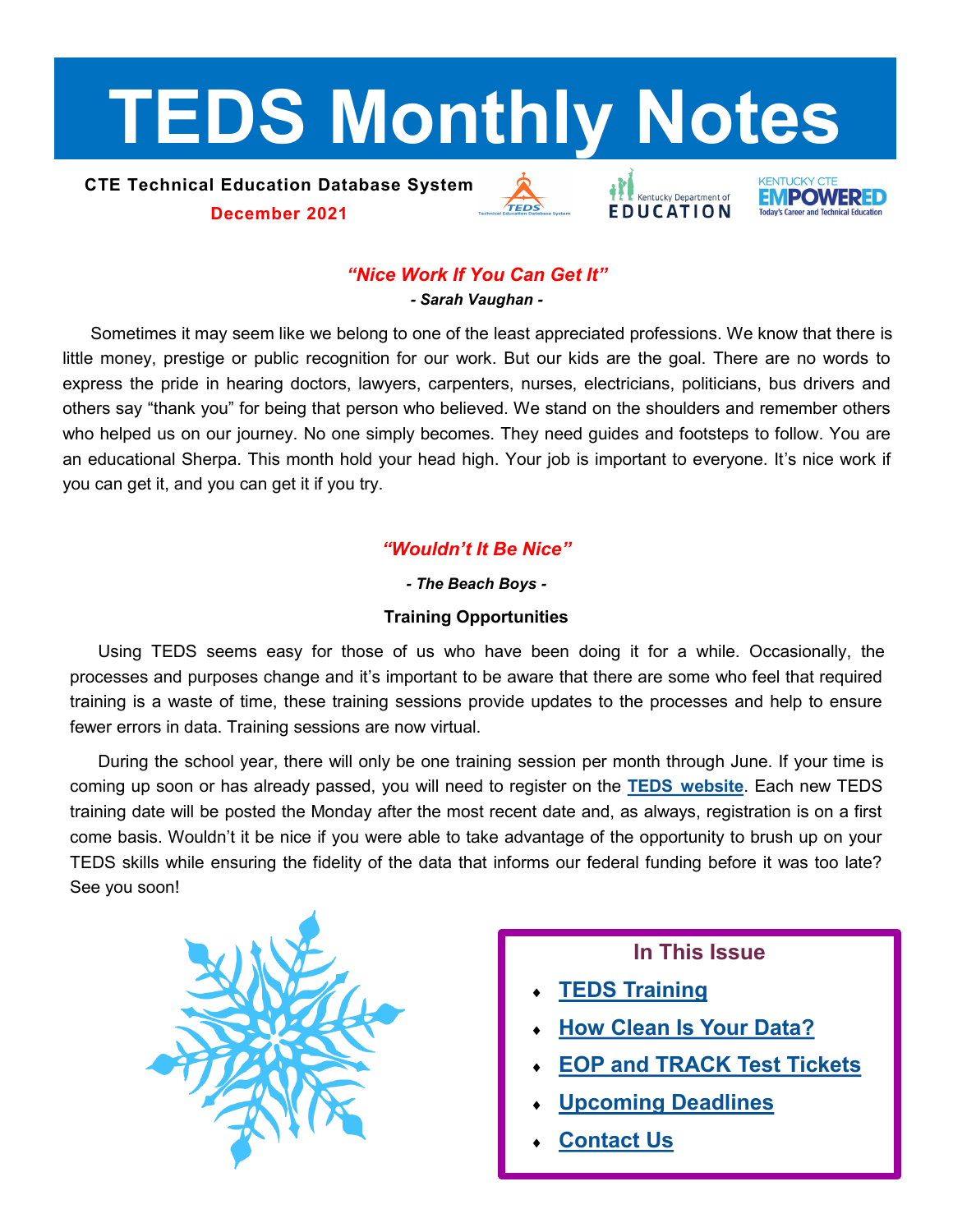# TEDS Monthly Notes

**CTE Technical Education Database System**

**December 2021**

## *"Nice Work If You Can Get It"*

***- Sarah Vaughan -***

Sometimes it may seem like we belong to one of the least appreciated professions. We know that there is little money, prestige or public recognition for our work. But our kids are the goal. There are no words to express the pride in hearing doctors, lawyers, carpenters, nurses, electricians, politicians, bus drivers and others say "thank you" for being that person who believed. We stand on the shoulders and remember others who helped us on our journey. No one simply becomes. They need guides and footsteps to follow. You are an educational Sherpa. This month hold your head high. Your job is important to everyone. It's nice work if you can get it, and you can get it if you try.

## *"Wouldn't It Be Nice"*

***- The Beach Boys -***

### Training Opportunities

Using TEDS seems easy for those of us who have been doing it for a while. Occasionally, the processes and purposes change and it's important to be aware that there are some who feel that required training is a waste of time, these training sessions provide updates to the processes and help to ensure fewer errors in data. Training sessions are now virtual.

During the school year, there will only be one training session per month through June. If your time is coming up soon or has already passed, you will need to register on the **TEDS website**. Each new TEDS training date will be posted the Monday after the most recent date and, as always, registration is on a first come basis. Wouldn't it be nice if you were able to take advantage of the opportunity to brush up on your TEDS skills while ensuring the fidelity of the data that informs our federal funding before it was too late? See you soon!

### In This Issue

- TEDS Training
- How Clean Is Your Data?
- EOP and TRACK Test Tickets
- Upcoming Deadlines
- Contact Us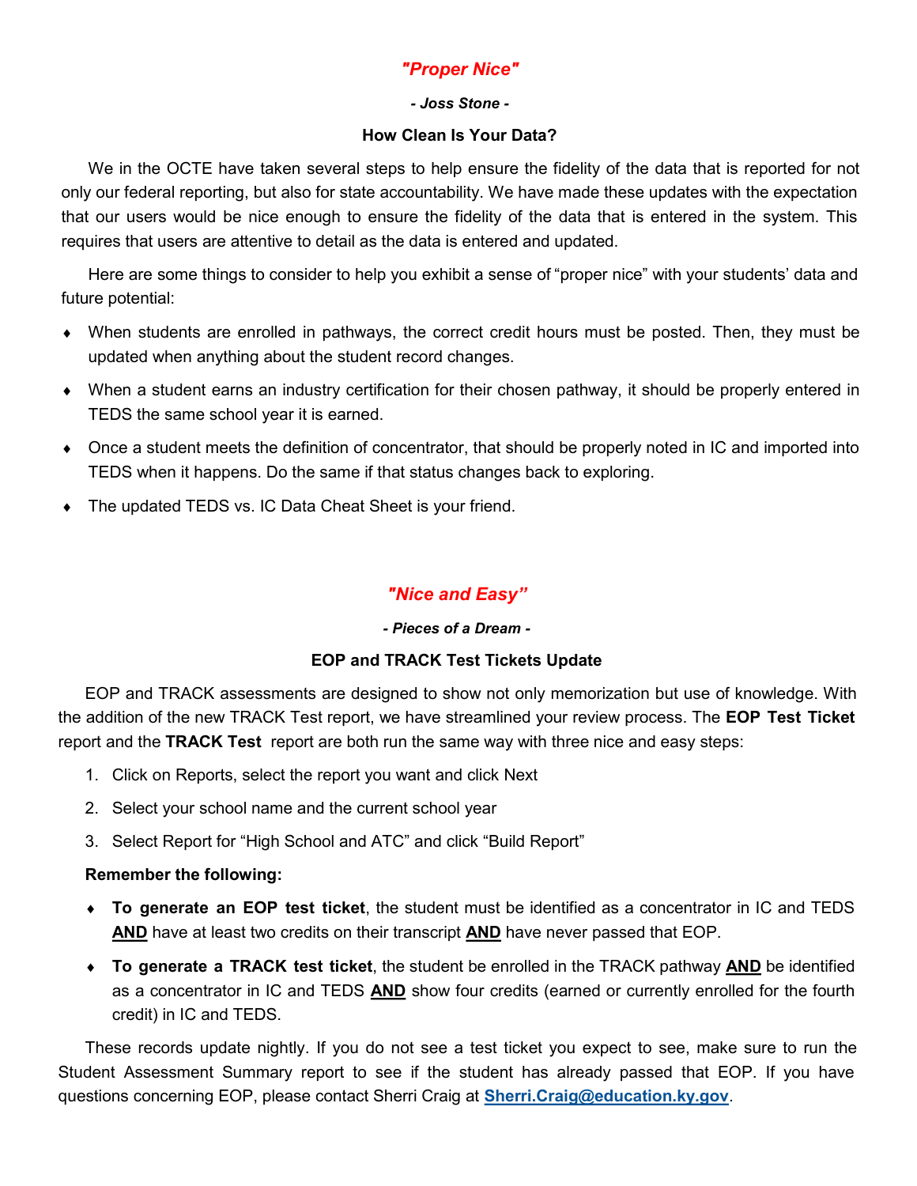## *"Proper Nice"*

***- Joss Stone -***

### How Clean Is Your Data?

We in the OCTE have taken several steps to help ensure the fidelity of the data that is reported for not only our federal reporting, but also for state accountability. We have made these updates with the expectation that our users would be nice enough to ensure the fidelity of the data that is entered in the system. This requires that users are attentive to detail as the data is entered and updated.

Here are some things to consider to help you exhibit a sense of "proper nice" with your students' data and future potential:

- When students are enrolled in pathways, the correct credit hours must be posted. Then, they must be updated when anything about the student record changes.
- When a student earns an industry certification for their chosen pathway, it should be properly entered in TEDS the same school year it is earned.
- Once a student meets the definition of concentrator, that should be properly noted in IC and imported into TEDS when it happens. Do the same if that status changes back to exploring.
- The updated TEDS vs. IC Data Cheat Sheet is your friend.

## *"Nice and Easy"*

***- Pieces of a Dream -***

### EOP and TRACK Test Tickets Update

EOP and TRACK assessments are designed to show not only memorization but use of knowledge. With the addition of the new TRACK Test report, we have streamlined your review process. The **EOP Test Ticket** report and the **TRACK Test** report are both run the same way with three nice and easy steps:

1. Click on Reports, select the report you want and click Next
2. Select your school name and the current school year
3. Select Report for "High School and ATC" and click "Build Report"

**Remember the following:**

- **To generate an EOP test ticket**, the student must be identified as a concentrator in IC and TEDS **AND** have at least two credits on their transcript **AND** have never passed that EOP.
- **To generate a TRACK test ticket**, the student be enrolled in the TRACK pathway **AND** be identified as a concentrator in IC and TEDS **AND** show four credits (earned or currently enrolled for the fourth credit) in IC and TEDS.

These records update nightly. If you do not see a test ticket you expect to see, make sure to run the Student Assessment Summary report to see if the student has already passed that EOP. If you have questions concerning EOP, please contact Sherri Craig at **Sherri.Craig@education.ky.gov**.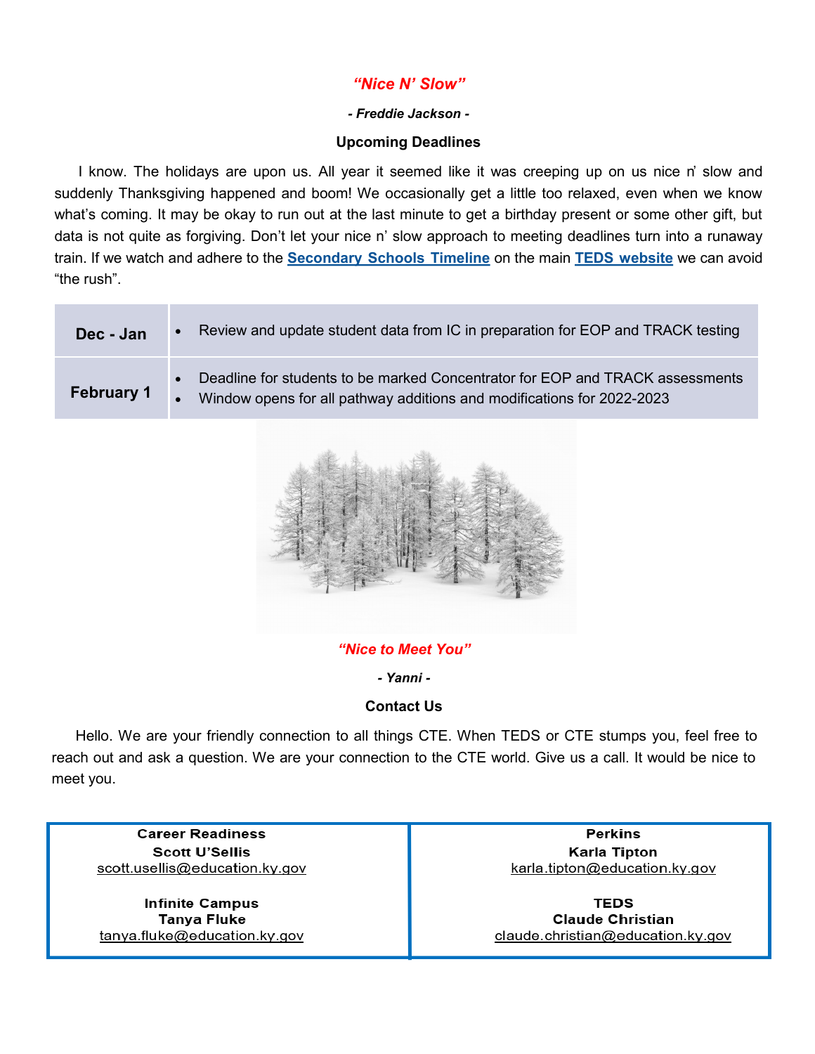***"Nice N' Slow"***

***- Freddie Jackson -***

**Upcoming Deadlines**

I know. The holidays are upon us. All year it seemed like it was creeping up on us nice n' slow and suddenly Thanksgiving happened and boom! We occasionally get a little too relaxed, even when we know what's coming. It may be okay to run out at the last minute to get a birthday present or some other gift, but data is not quite as forgiving. Don't let your nice n' slow approach to meeting deadlines turn into a runaway train. If we watch and adhere to the **Secondary Schools Timeline** on the main **TEDS website** we can avoid "the rush".

| | |
|---|---|
| **Dec - Jan** | • Review and update student data from IC in preparation for EOP and TRACK testing |
| **February 1** | • Deadline for students to be marked Concentrator for EOP and TRACK assessments<br>• Window opens for all pathway additions and modifications for 2022-2023 |

***"Nice to Meet You"***

***- Yanni -***

**Contact Us**

Hello. We are your friendly connection to all things CTE. When TEDS or CTE stumps you, feel free to reach out and ask a question. We are your connection to the CTE world. Give us a call. It would be nice to meet you.

| | |
|---|---|
| **Career Readiness**<br>**Scott U'Sellis**<br>scott.usellis@education.ky.gov | **Perkins**<br>**Karla Tipton**<br>karla.tipton@education.ky.gov |
| **Infinite Campus**<br>**Tanya Fluke**<br>tanya.fluke@education.ky.gov | **TEDS**<br>**Claude Christian**<br>claude.christian@education.ky.gov |